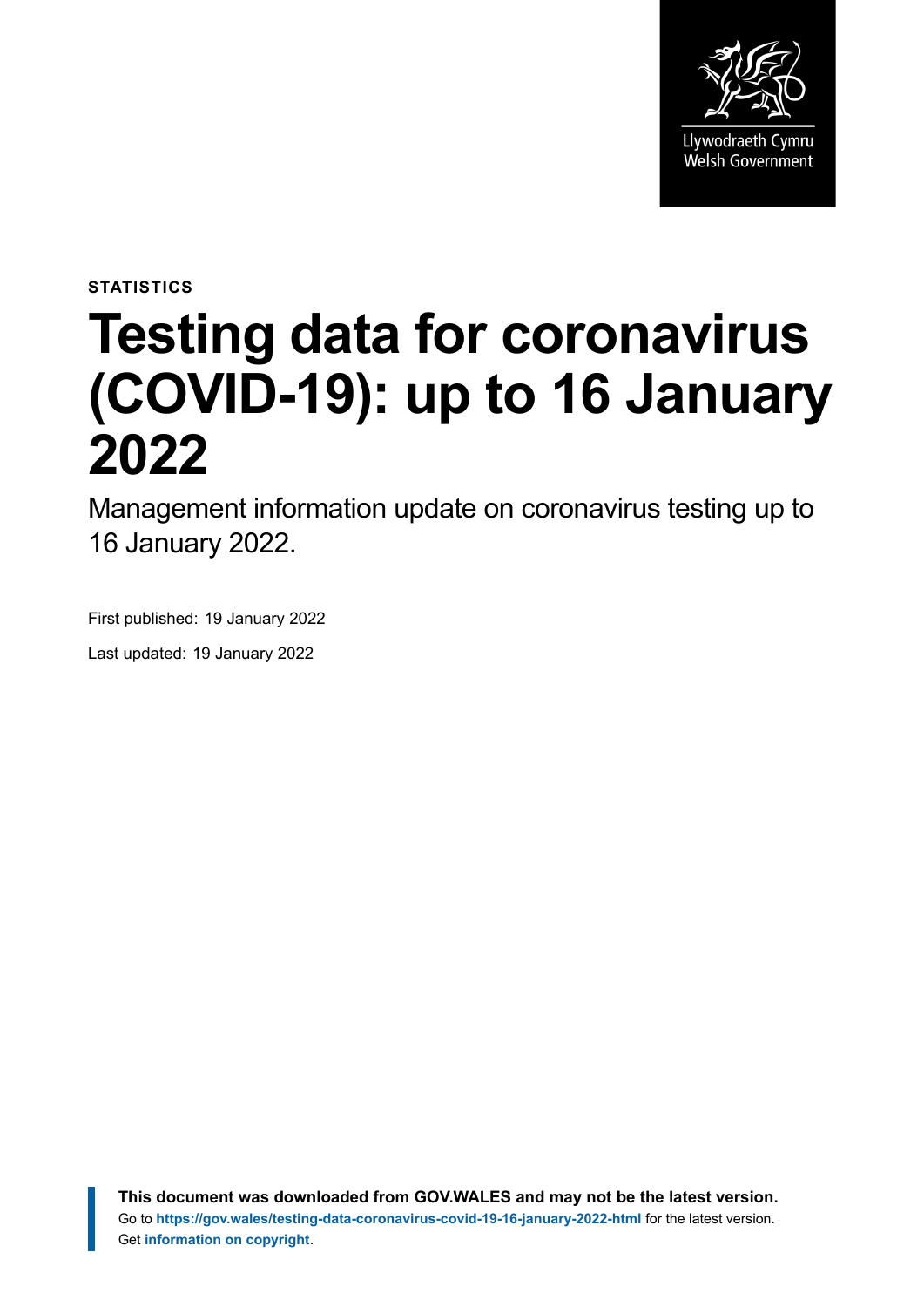Llywodraeth Cymru
Welsh Government

STATISTICS

# Testing data for coronavirus (COVID-19): up to 16 January 2022

Management information update on coronavirus testing up to 16 January 2022.

First published: 19 January 2022

Last updated: 19 January 2022

**This document was downloaded from GOV.WALES and may not be the latest version.**
Go to **https://gov.wales/testing-data-coronavirus-covid-19-16-january-2022-html** for the latest version.
Get **information on copyright**.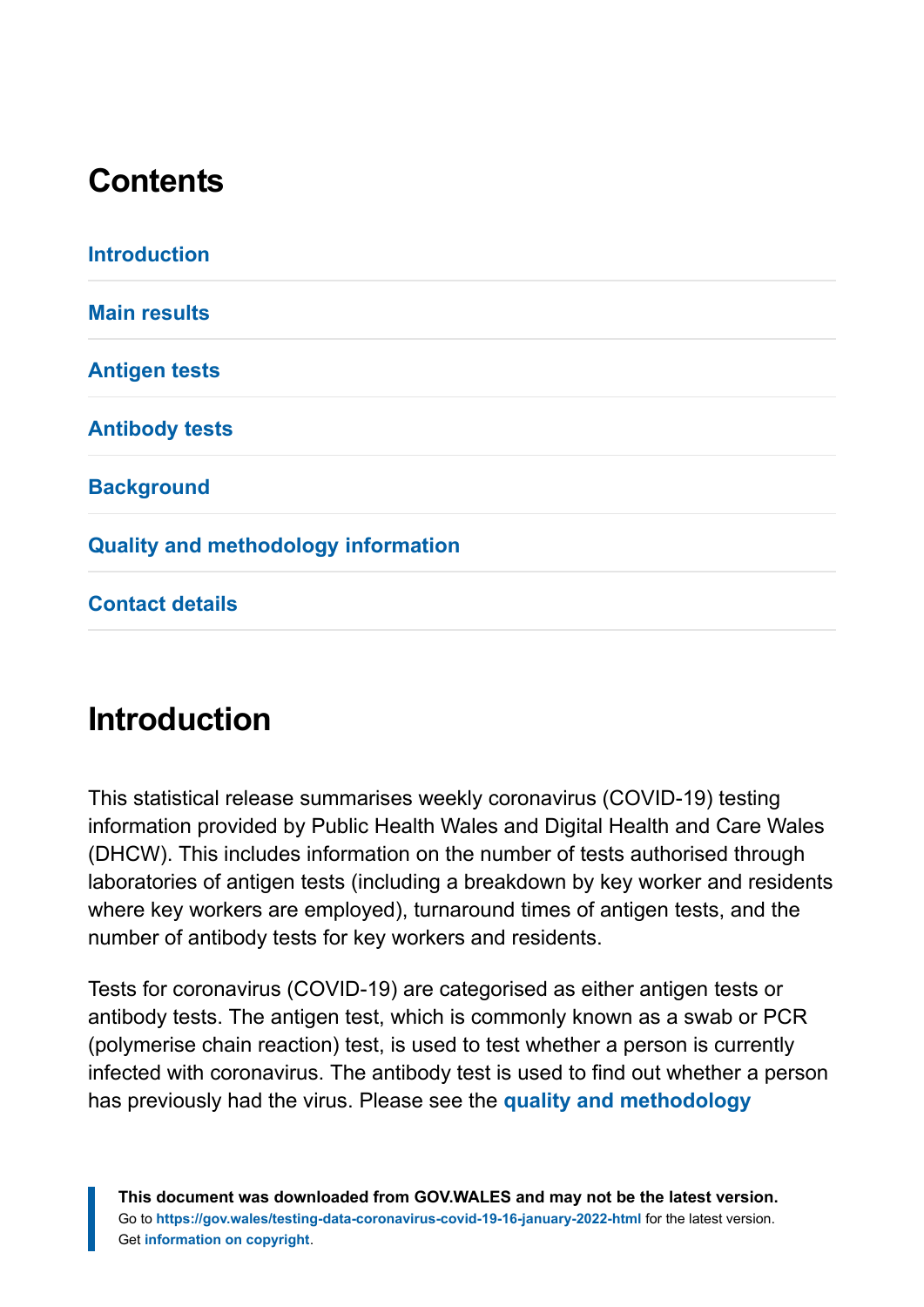## Contents

Introduction

Main results

Antigen tests

Antibody tests

Background

Quality and methodology information

Contact details

## Introduction

This statistical release summarises weekly coronavirus (COVID-19) testing information provided by Public Health Wales and Digital Health and Care Wales (DHCW). This includes information on the number of tests authorised through laboratories of antigen tests (including a breakdown by key worker and residents where key workers are employed), turnaround times of antigen tests, and the number of antibody tests for key workers and residents.

Tests for coronavirus (COVID-19) are categorised as either antigen tests or antibody tests. The antigen test, which is commonly known as a swab or PCR (polymerise chain reaction) test, is used to test whether a person is currently infected with coronavirus. The antibody test is used to find out whether a person has previously had the virus. Please see the **quality and methodology**

**This document was downloaded from GOV.WALES and may not be the latest version.**
Go to **https://gov.wales/testing-data-coronavirus-covid-19-16-january-2022-html** for the latest version.
Get **information on copyright**.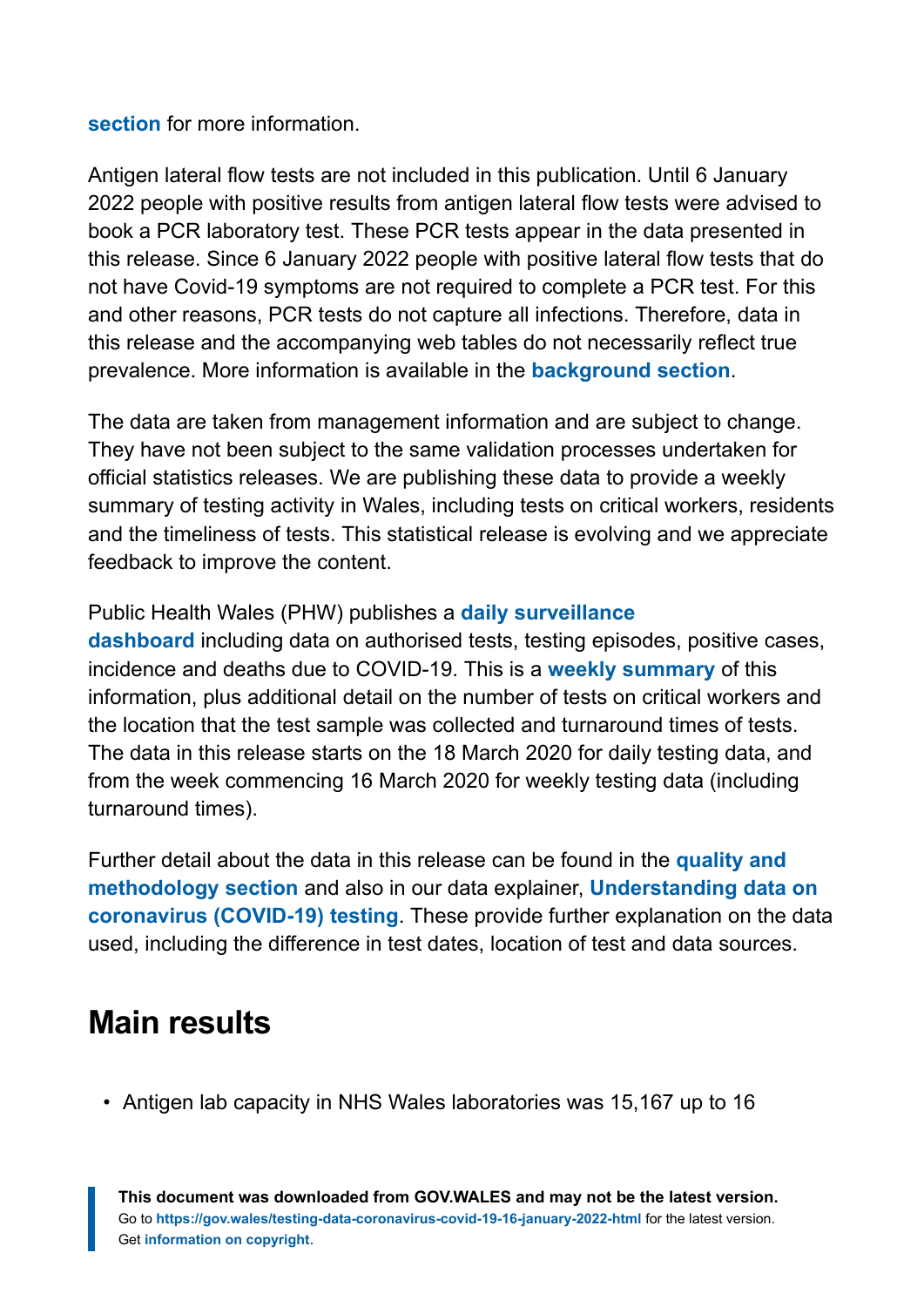section for more information.

Antigen lateral flow tests are not included in this publication. Until 6 January 2022 people with positive results from antigen lateral flow tests were advised to book a PCR laboratory test. These PCR tests appear in the data presented in this release. Since 6 January 2022 people with positive lateral flow tests that do not have Covid-19 symptoms are not required to complete a PCR test. For this and other reasons, PCR tests do not capture all infections. Therefore, data in this release and the accompanying web tables do not necessarily reflect true prevalence. More information is available in the **background section**.

The data are taken from management information and are subject to change. They have not been subject to the same validation processes undertaken for official statistics releases. We are publishing these data to provide a weekly summary of testing activity in Wales, including tests on critical workers, residents and the timeliness of tests. This statistical release is evolving and we appreciate feedback to improve the content.

Public Health Wales (PHW) publishes a **daily surveillance dashboard** including data on authorised tests, testing episodes, positive cases, incidence and deaths due to COVID-19. This is a **weekly summary** of this information, plus additional detail on the number of tests on critical workers and the location that the test sample was collected and turnaround times of tests. The data in this release starts on the 18 March 2020 for daily testing data, and from the week commencing 16 March 2020 for weekly testing data (including turnaround times).

Further detail about the data in this release can be found in the **quality and methodology section** and also in our data explainer, **Understanding data on coronavirus (COVID-19) testing**. These provide further explanation on the data used, including the difference in test dates, location of test and data sources.

## Main results

- Antigen lab capacity in NHS Wales laboratories was 15,167 up to 16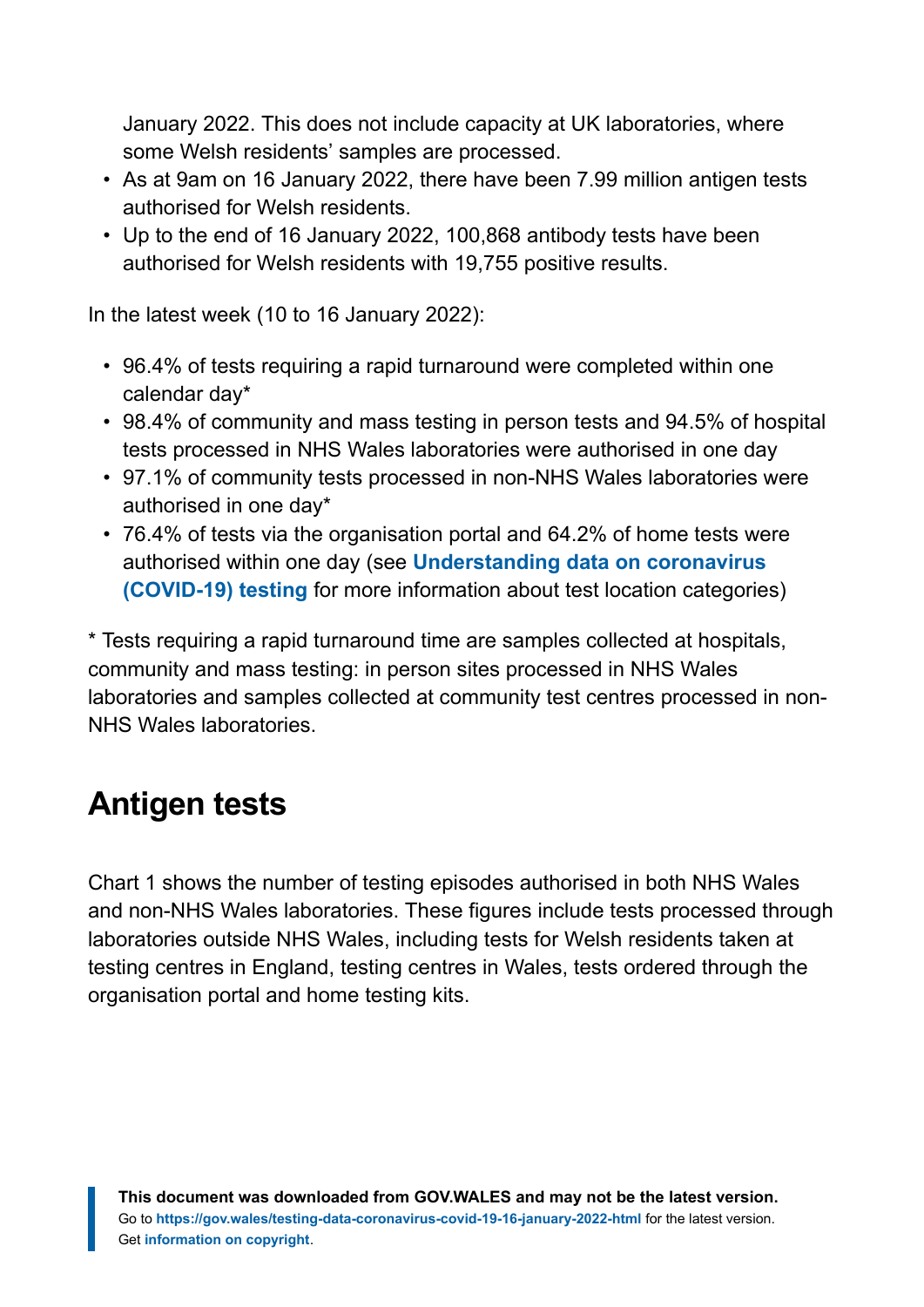January 2022. This does not include capacity at UK laboratories, where some Welsh residents' samples are processed.

- As at 9am on 16 January 2022, there have been 7.99 million antigen tests authorised for Welsh residents.
- Up to the end of 16 January 2022, 100,868 antibody tests have been authorised for Welsh residents with 19,755 positive results.

In the latest week (10 to 16 January 2022):

- 96.4% of tests requiring a rapid turnaround were completed within one calendar day*
- 98.4% of community and mass testing in person tests and 94.5% of hospital tests processed in NHS Wales laboratories were authorised in one day
- 97.1% of community tests processed in non-NHS Wales laboratories were authorised in one day*
- 76.4% of tests via the organisation portal and 64.2% of home tests were authorised within one day (see **Understanding data on coronavirus (COVID-19) testing** for more information about test location categories)

* Tests requiring a rapid turnaround time are samples collected at hospitals, community and mass testing: in person sites processed in NHS Wales laboratories and samples collected at community test centres processed in non-NHS Wales laboratories.

## Antigen tests

Chart 1 shows the number of testing episodes authorised in both NHS Wales and non-NHS Wales laboratories. These figures include tests processed through laboratories outside NHS Wales, including tests for Welsh residents taken at testing centres in England, testing centres in Wales, tests ordered through the organisation portal and home testing kits.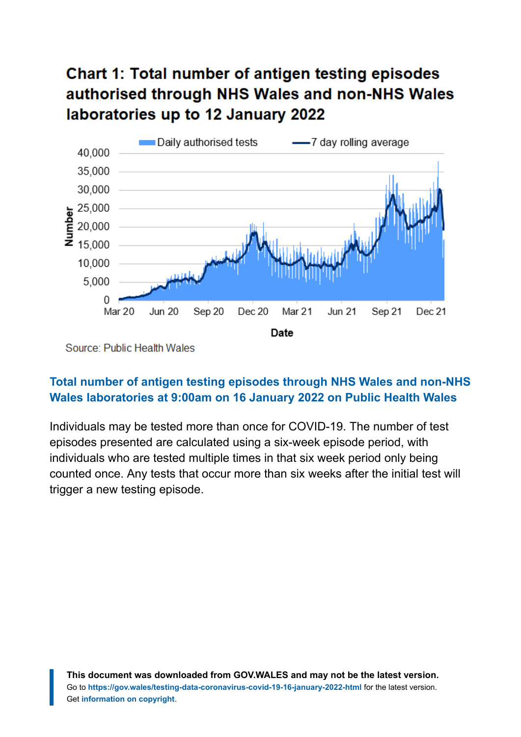## Chart 1: Total number of antigen testing episodes authorised through NHS Wales and non-NHS Wales laboratories up to 12 January 2022

Daily authorised tests
7 day rolling average

40,000
35,000
30,000
25,000
20,000
15,000
10,000
5,000
0

Number

Mar 20
Jun 20
Sep 20
Dec 20
Mar 21
Jun 21
Sep 21
Dec 21

Date

Source: Public Health Wales

**Total number of antigen testing episodes through NHS Wales and non-NHS Wales laboratories at 9:00am on 16 January 2022 on Public Health Wales**

Individuals may be tested more than once for COVID-19. The number of test episodes presented are calculated using a six-week episode period, with individuals who are tested multiple times in that six week period only being counted once. Any tests that occur more than six weeks after the initial test will trigger a new testing episode.

**This document was downloaded from GOV.WALES and may not be the latest version.**
Go to https://gov.wales/testing-data-coronavirus-covid-19-16-january-2022-html for the latest version.
Get information on copyright.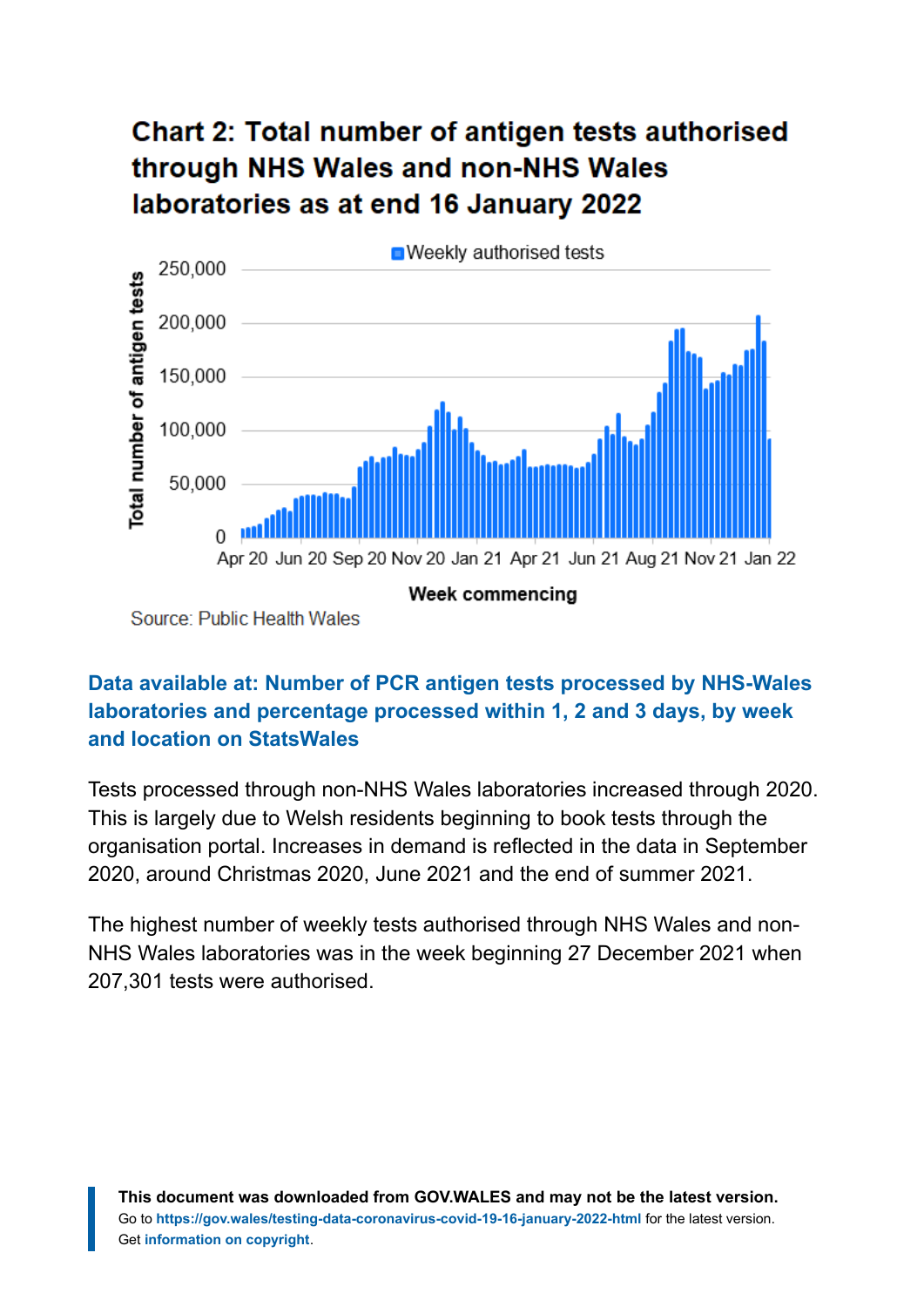### Chart 2: Total number of antigen tests authorised through NHS Wales and non-NHS Wales laboratories as at end 16 January 2022

Weekly authorised tests

Total number of antigen tests

250,000
200,000
150,000
100,000
50,000
0

Apr 20 Jun 20 Sep 20 Nov 20 Jan 21 Apr 21 Jun 21 Aug 21 Nov 21 Jan 22

Week commencing

Source: Public Health Wales

**Data available at: Number of PCR antigen tests processed by NHS-Wales laboratories and percentage processed within 1, 2 and 3 days, by week and location on StatsWales**

Tests processed through non-NHS Wales laboratories increased through 2020. This is largely due to Welsh residents beginning to book tests through the organisation portal. Increases in demand is reflected in the data in September 2020, around Christmas 2020, June 2021 and the end of summer 2021.

The highest number of weekly tests authorised through NHS Wales and non-NHS Wales laboratories was in the week beginning 27 December 2021 when 207,301 tests were authorised.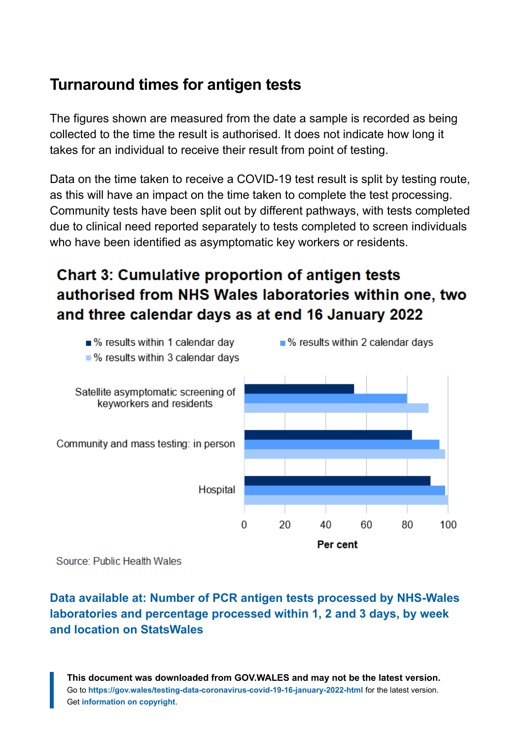## Turnaround times for antigen tests

The figures shown are measured from the date a sample is recorded as being collected to the time the result is authorised. It does not indicate how long it takes for an individual to receive their result from point of testing.

Data on the time taken to receive a COVID-19 test result is split by testing route, as this will have an impact on the time taken to complete the test processing. Community tests have been split out by different pathways, with tests completed due to clinical need reported separately to tests completed to screen individuals who have been identified as asymptomatic key workers or residents.

### Chart 3: Cumulative proportion of antigen tests authorised from NHS Wales laboratories within one, two and three calendar days as at end 16 January 2022

% results within 1 calendar day
% results within 2 calendar days
% results within 3 calendar days

Satellite asymptomatic screening of keyworkers and residents
Community and mass testing: in person
Hospital

0
20
40
60
80
100

Per cent

Source: Public Health Wales

**Data available at: Number of PCR antigen tests processed by NHS-Wales laboratories and percentage processed within 1, 2 and 3 days, by week and location on StatsWales**

**This document was downloaded from GOV.WALES and may not be the latest version.**
Go to **https://gov.wales/testing-data-coronavirus-covid-19-16-january-2022-html** for the latest version.
Get **information on copyright**.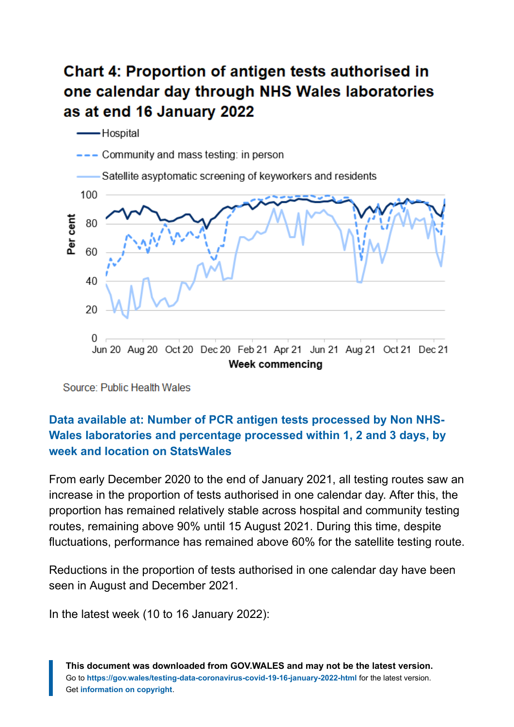## Chart 4: Proportion of antigen tests authorised in one calendar day through NHS Wales laboratories as at end 16 January 2022

Hospital

Community and mass testing: in person

Satellite asyptomatic screening of keyworkers and residents

100
80
60
40
20
0

Per cent

Jun 20 Aug 20 Oct 20 Dec 20 Feb 21 Apr 21 Jun 21 Aug 21 Oct 21 Dec 21

Week commencing

Source: Public Health Wales

**Data available at: Number of PCR antigen tests processed by Non NHS-Wales laboratories and percentage processed within 1, 2 and 3 days, by week and location on StatsWales**

From early December 2020 to the end of January 2021, all testing routes saw an increase in the proportion of tests authorised in one calendar day. After this, the proportion has remained relatively stable across hospital and community testing routes, remaining above 90% until 15 August 2021. During this time, despite fluctuations, performance has remained above 60% for the satellite testing route.

Reductions in the proportion of tests authorised in one calendar day have been seen in August and December 2021.

In the latest week (10 to 16 January 2022):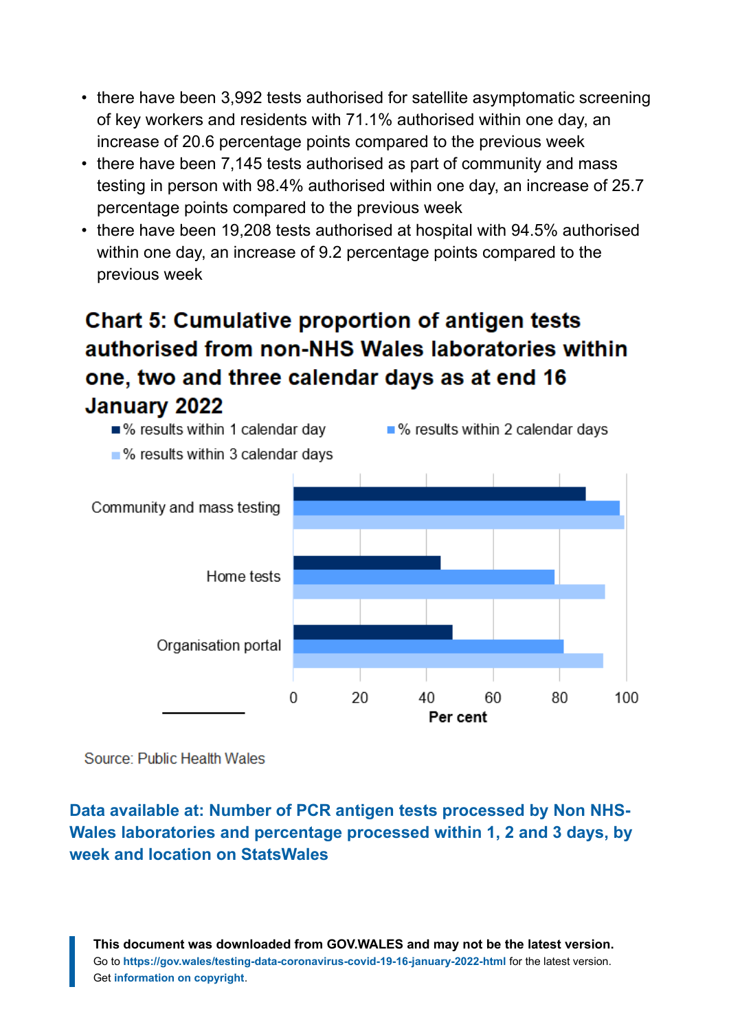- there have been 3,992 tests authorised for satellite asymptomatic screening of key workers and residents with 71.1% authorised within one day, an increase of 20.6 percentage points compared to the previous week
- there have been 7,145 tests authorised as part of community and mass testing in person with 98.4% authorised within one day, an increase of 25.7 percentage points compared to the previous week
- there have been 19,208 tests authorised at hospital with 94.5% authorised within one day, an increase of 9.2 percentage points compared to the previous week

## Chart 5: Cumulative proportion of antigen tests authorised from non-NHS Wales laboratories within one, two and three calendar days as at end 16 January 2022

% results within 1 calendar day
% results within 2 calendar days
% results within 3 calendar days

Community and mass testing
Home tests
Organisation portal

0
20
40
60
80
100
Per cent

Source: Public Health Wales

**Data available at: Number of PCR antigen tests processed by Non NHS-Wales laboratories and percentage processed within 1, 2 and 3 days, by week and location on StatsWales**

**This document was downloaded from GOV.WALES and may not be the latest version.**
Go to **https://gov.wales/testing-data-coronavirus-covid-19-16-january-2022-html** for the latest version.
Get **information on copyright**.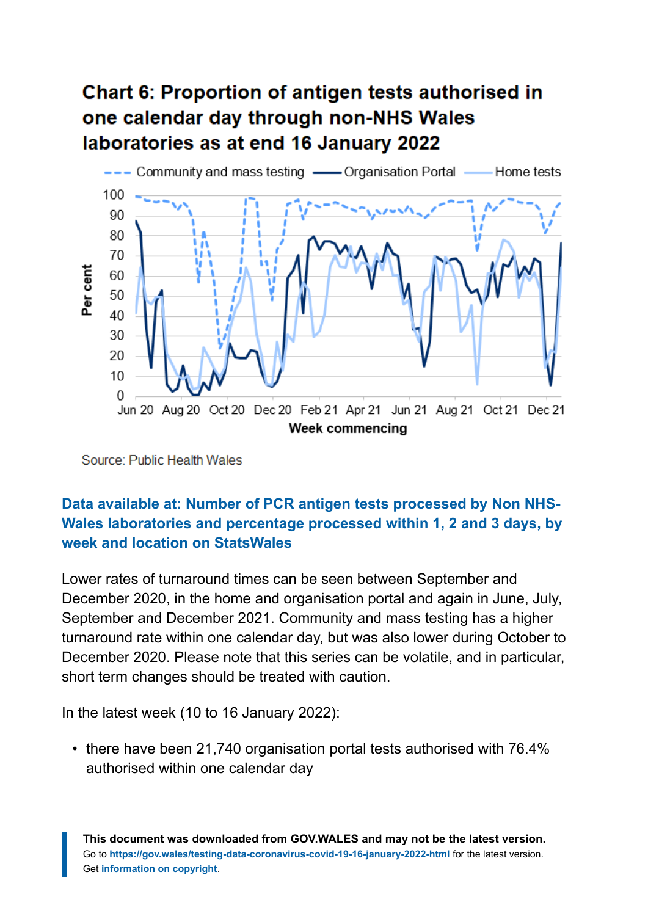## Chart 6: Proportion of antigen tests authorised in one calendar day through non-NHS Wales laboratories as at end 16 January 2022

Community and mass testing
Organisation Portal
Home tests

Per cent

100
90
80
70
60
50
40
30
20
10
0

Jun 20 Aug 20 Oct 20 Dec 20 Feb 21 Apr 21 Jun 21 Aug 21 Oct 21 Dec 21

Week commencing

Source: Public Health Wales

**Data available at: Number of PCR antigen tests processed by Non NHS-Wales laboratories and percentage processed within 1, 2 and 3 days, by week and location on StatsWales**

Lower rates of turnaround times can be seen between September and December 2020, in the home and organisation portal and again in June, July, September and December 2021. Community and mass testing has a higher turnaround rate within one calendar day, but was also lower during October to December 2020. Please note that this series can be volatile, and in particular, short term changes should be treated with caution.

In the latest week (10 to 16 January 2022):

- there have been 21,740 organisation portal tests authorised with 76.4% authorised within one calendar day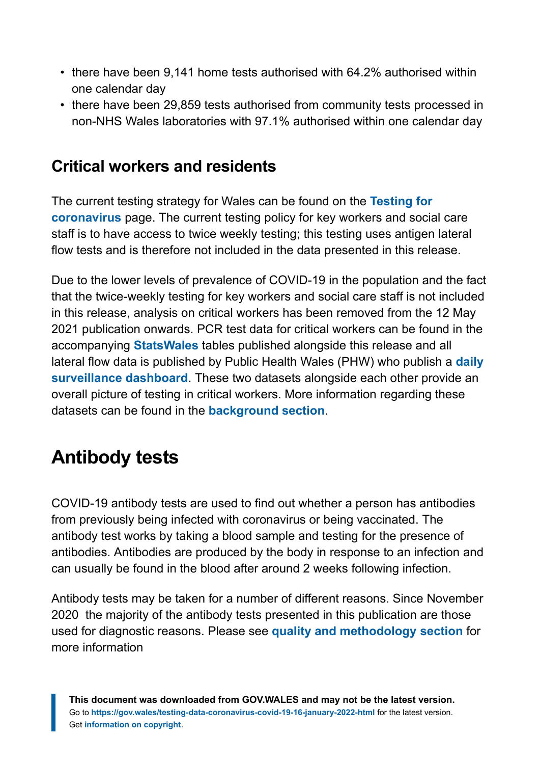- there have been 9,141 home tests authorised with 64.2% authorised within one calendar day
- there have been 29,859 tests authorised from community tests processed in non-NHS Wales laboratories with 97.1% authorised within one calendar day

### Critical workers and residents

The current testing strategy for Wales can be found on the **Testing for coronavirus** page. The current testing policy for key workers and social care staff is to have access to twice weekly testing; this testing uses antigen lateral flow tests and is therefore not included in the data presented in this release.

Due to the lower levels of prevalence of COVID-19 in the population and the fact that the twice-weekly testing for key workers and social care staff is not included in this release, analysis on critical workers has been removed from the 12 May 2021 publication onwards. PCR test data for critical workers can be found in the accompanying **StatsWales** tables published alongside this release and all lateral flow data is published by Public Health Wales (PHW) who publish a **daily surveillance dashboard**. These two datasets alongside each other provide an overall picture of testing in critical workers. More information regarding these datasets can be found in the **background section**.

## Antibody tests

COVID-19 antibody tests are used to find out whether a person has antibodies from previously being infected with coronavirus or being vaccinated. The antibody test works by taking a blood sample and testing for the presence of antibodies. Antibodies are produced by the body in response to an infection and can usually be found in the blood after around 2 weeks following infection.

Antibody tests may be taken for a number of different reasons. Since November 2020 the majority of the antibody tests presented in this publication are those used for diagnostic reasons. Please see **quality and methodology section** for more information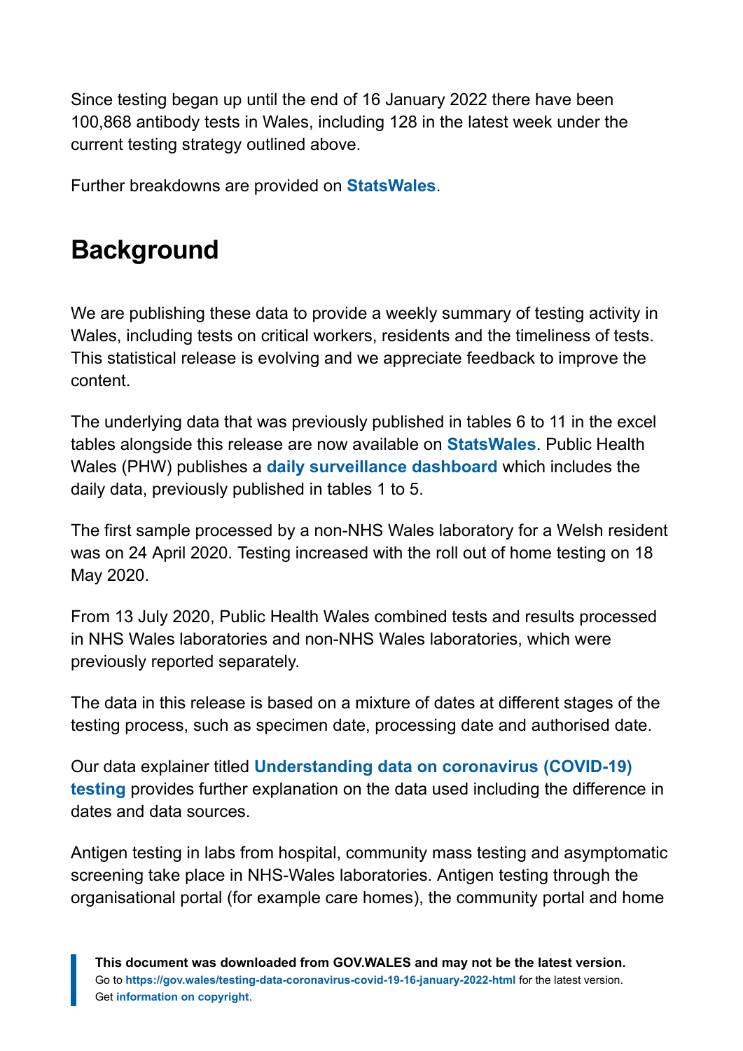Since testing began up until the end of 16 January 2022 there have been 100,868 antibody tests in Wales, including 128 in the latest week under the current testing strategy outlined above.

Further breakdowns are provided on **StatsWales**.

## Background

We are publishing these data to provide a weekly summary of testing activity in Wales, including tests on critical workers, residents and the timeliness of tests. This statistical release is evolving and we appreciate feedback to improve the content.

The underlying data that was previously published in tables 6 to 11 in the excel tables alongside this release are now available on **StatsWales**. Public Health Wales (PHW) publishes a **daily surveillance dashboard** which includes the daily data, previously published in tables 1 to 5.

The first sample processed by a non-NHS Wales laboratory for a Welsh resident was on 24 April 2020. Testing increased with the roll out of home testing on 18 May 2020.

From 13 July 2020, Public Health Wales combined tests and results processed in NHS Wales laboratories and non-NHS Wales laboratories, which were previously reported separately.

The data in this release is based on a mixture of dates at different stages of the testing process, such as specimen date, processing date and authorised date.

Our data explainer titled **Understanding data on coronavirus (COVID-19) testing** provides further explanation on the data used including the difference in dates and data sources.

Antigen testing in labs from hospital, community mass testing and asymptomatic screening take place in NHS-Wales laboratories. Antigen testing through the organisational portal (for example care homes), the community portal and home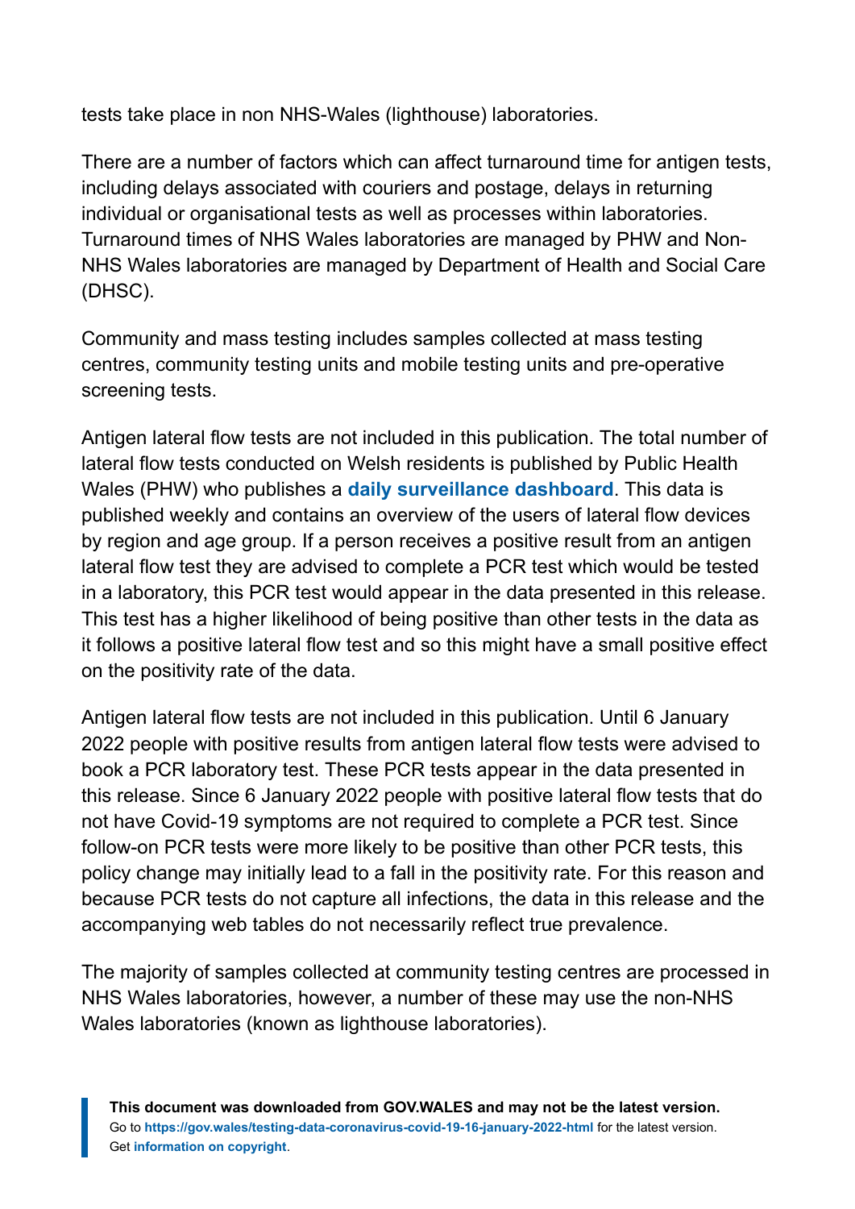tests take place in non NHS-Wales (lighthouse) laboratories.

There are a number of factors which can affect turnaround time for antigen tests, including delays associated with couriers and postage, delays in returning individual or organisational tests as well as processes within laboratories. Turnaround times of NHS Wales laboratories are managed by PHW and Non-NHS Wales laboratories are managed by Department of Health and Social Care (DHSC).

Community and mass testing includes samples collected at mass testing centres, community testing units and mobile testing units and pre-operative screening tests.

Antigen lateral flow tests are not included in this publication. The total number of lateral flow tests conducted on Welsh residents is published by Public Health Wales (PHW) who publishes a **daily surveillance dashboard**. This data is published weekly and contains an overview of the users of lateral flow devices by region and age group. If a person receives a positive result from an antigen lateral flow test they are advised to complete a PCR test which would be tested in a laboratory, this PCR test would appear in the data presented in this release. This test has a higher likelihood of being positive than other tests in the data as it follows a positive lateral flow test and so this might have a small positive effect on the positivity rate of the data.

Antigen lateral flow tests are not included in this publication. Until 6 January 2022 people with positive results from antigen lateral flow tests were advised to book a PCR laboratory test. These PCR tests appear in the data presented in this release. Since 6 January 2022 people with positive lateral flow tests that do not have Covid-19 symptoms are not required to complete a PCR test. Since follow-on PCR tests were more likely to be positive than other PCR tests, this policy change may initially lead to a fall in the positivity rate. For this reason and because PCR tests do not capture all infections, the data in this release and the accompanying web tables do not necessarily reflect true prevalence.

The majority of samples collected at community testing centres are processed in NHS Wales laboratories, however, a number of these may use the non-NHS Wales laboratories (known as lighthouse laboratories).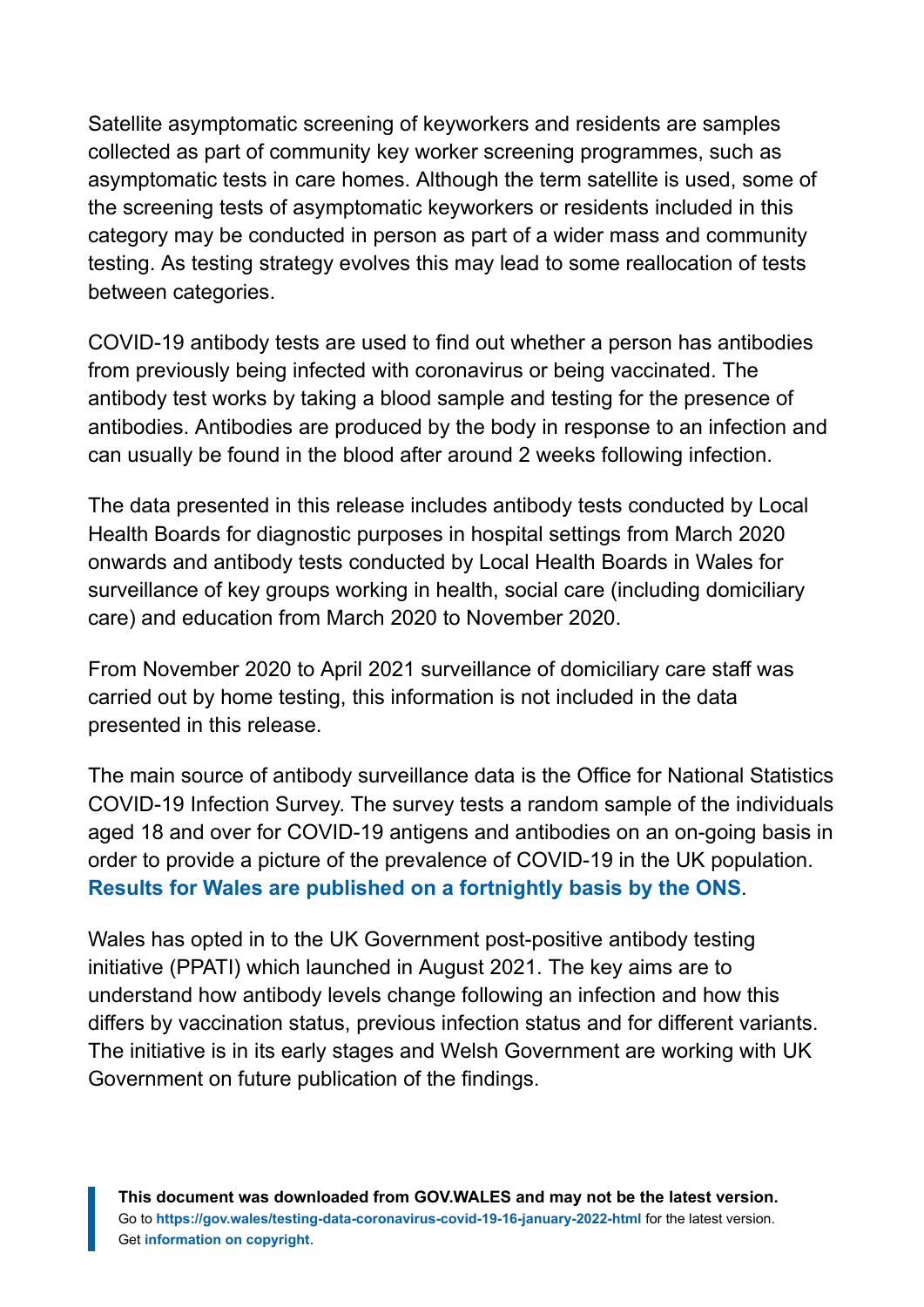Satellite asymptomatic screening of keyworkers and residents are samples collected as part of community key worker screening programmes, such as asymptomatic tests in care homes. Although the term satellite is used, some of the screening tests of asymptomatic keyworkers or residents included in this category may be conducted in person as part of a wider mass and community testing. As testing strategy evolves this may lead to some reallocation of tests between categories.

COVID-19 antibody tests are used to find out whether a person has antibodies from previously being infected with coronavirus or being vaccinated. The antibody test works by taking a blood sample and testing for the presence of antibodies. Antibodies are produced by the body in response to an infection and can usually be found in the blood after around 2 weeks following infection.

The data presented in this release includes antibody tests conducted by Local Health Boards for diagnostic purposes in hospital settings from March 2020 onwards and antibody tests conducted by Local Health Boards in Wales for surveillance of key groups working in health, social care (including domiciliary care) and education from March 2020 to November 2020.

From November 2020 to April 2021 surveillance of domiciliary care staff was carried out by home testing, this information is not included in the data presented in this release.

The main source of antibody surveillance data is the Office for National Statistics COVID-19 Infection Survey. The survey tests a random sample of the individuals aged 18 and over for COVID-19 antigens and antibodies on an on-going basis in order to provide a picture of the prevalence of COVID-19 in the UK population. **Results for Wales are published on a fortnightly basis by the ONS**.

Wales has opted in to the UK Government post-positive antibody testing initiative (PPATI) which launched in August 2021. The key aims are to understand how antibody levels change following an infection and how this differs by vaccination status, previous infection status and for different variants. The initiative is in its early stages and Welsh Government are working with UK Government on future publication of the findings.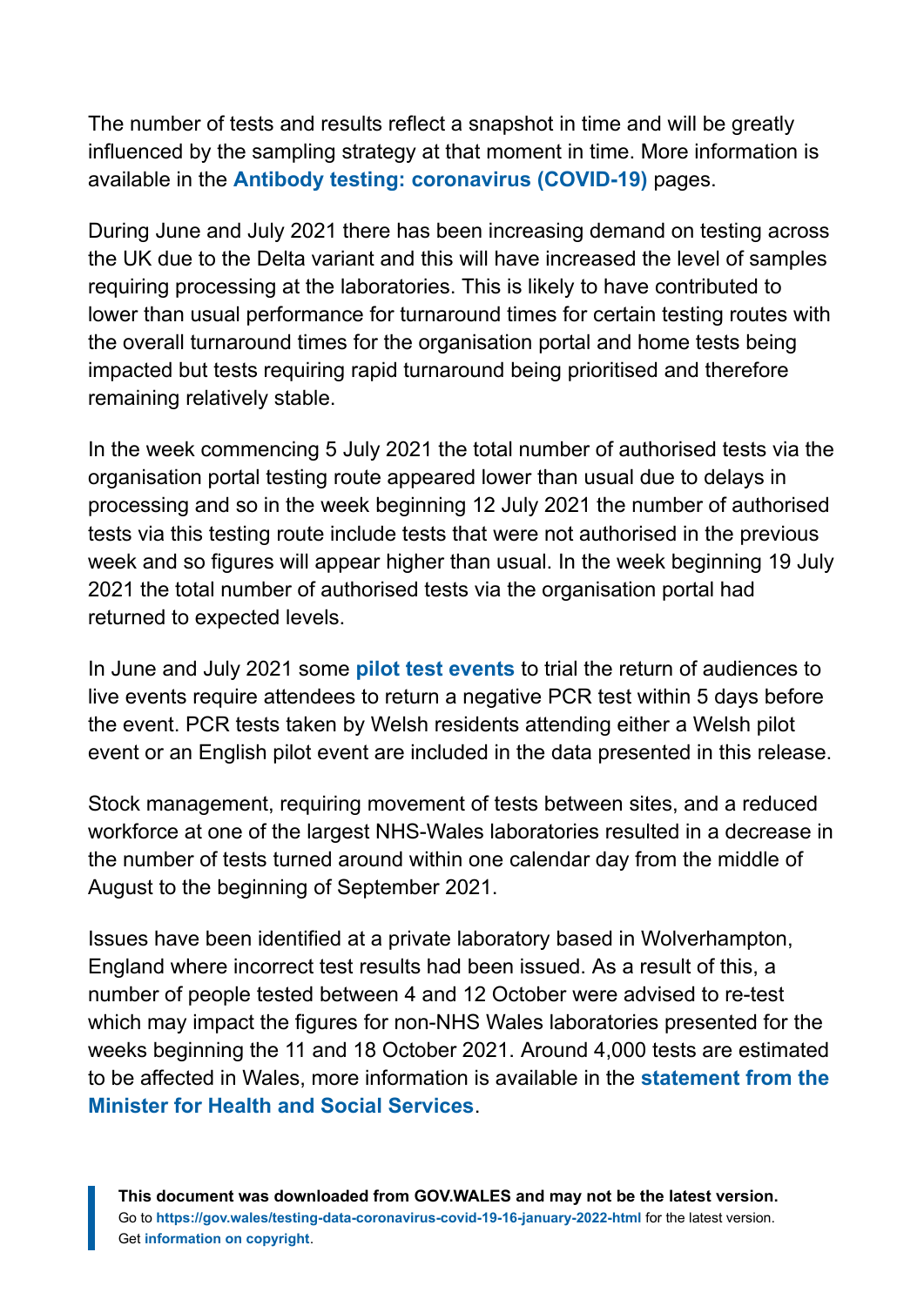The number of tests and results reflect a snapshot in time and will be greatly influenced by the sampling strategy at that moment in time. More information is available in the **Antibody testing: coronavirus (COVID-19)** pages.

During June and July 2021 there has been increasing demand on testing across the UK due to the Delta variant and this will have increased the level of samples requiring processing at the laboratories. This is likely to have contributed to lower than usual performance for turnaround times for certain testing routes with the overall turnaround times for the organisation portal and home tests being impacted but tests requiring rapid turnaround being prioritised and therefore remaining relatively stable.

In the week commencing 5 July 2021 the total number of authorised tests via the organisation portal testing route appeared lower than usual due to delays in processing and so in the week beginning 12 July 2021 the number of authorised tests via this testing route include tests that were not authorised in the previous week and so figures will appear higher than usual. In the week beginning 19 July 2021 the total number of authorised tests via the organisation portal had returned to expected levels.

In June and July 2021 some **pilot test events** to trial the return of audiences to live events require attendees to return a negative PCR test within 5 days before the event. PCR tests taken by Welsh residents attending either a Welsh pilot event or an English pilot event are included in the data presented in this release.

Stock management, requiring movement of tests between sites, and a reduced workforce at one of the largest NHS-Wales laboratories resulted in a decrease in the number of tests turned around within one calendar day from the middle of August to the beginning of September 2021.

Issues have been identified at a private laboratory based in Wolverhampton, England where incorrect test results had been issued. As a result of this, a number of people tested between 4 and 12 October were advised to re-test which may impact the figures for non-NHS Wales laboratories presented for the weeks beginning the 11 and 18 October 2021. Around 4,000 tests are estimated to be affected in Wales, more information is available in the **statement from the Minister for Health and Social Services**.

**This document was downloaded from GOV.WALES and may not be the latest version.**
Go to **https://gov.wales/testing-data-coronavirus-covid-19-16-january-2022-html** for the latest version.
Get **information on copyright**.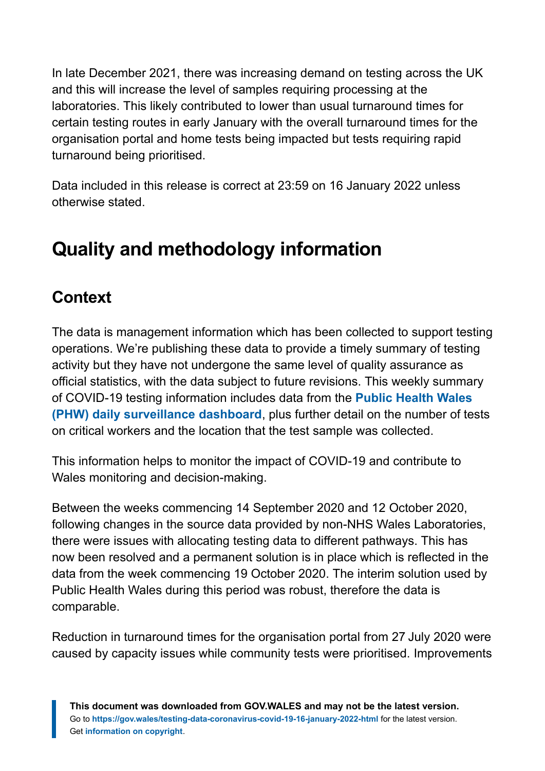In late December 2021, there was increasing demand on testing across the UK and this will increase the level of samples requiring processing at the laboratories. This likely contributed to lower than usual turnaround times for certain testing routes in early January with the overall turnaround times for the organisation portal and home tests being impacted but tests requiring rapid turnaround being prioritised.

Data included in this release is correct at 23:59 on 16 January 2022 unless otherwise stated.

# Quality and methodology information

## Context

The data is management information which has been collected to support testing operations. We're publishing these data to provide a timely summary of testing activity but they have not undergone the same level of quality assurance as official statistics, with the data subject to future revisions. This weekly summary of COVID-19 testing information includes data from the **Public Health Wales (PHW) daily surveillance dashboard**, plus further detail on the number of tests on critical workers and the location that the test sample was collected.

This information helps to monitor the impact of COVID-19 and contribute to Wales monitoring and decision-making.

Between the weeks commencing 14 September 2020 and 12 October 2020, following changes in the source data provided by non-NHS Wales Laboratories, there were issues with allocating testing data to different pathways. This has now been resolved and a permanent solution is in place which is reflected in the data from the week commencing 19 October 2020. The interim solution used by Public Health Wales during this period was robust, therefore the data is comparable.

Reduction in turnaround times for the organisation portal from 27 July 2020 were caused by capacity issues while community tests were prioritised. Improvements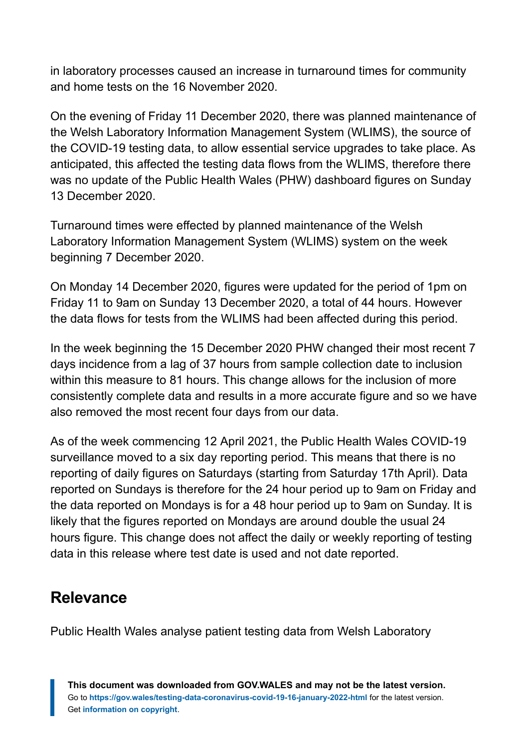in laboratory processes caused an increase in turnaround times for community and home tests on the 16 November 2020.

On the evening of Friday 11 December 2020, there was planned maintenance of the Welsh Laboratory Information Management System (WLIMS), the source of the COVID-19 testing data, to allow essential service upgrades to take place. As anticipated, this affected the testing data flows from the WLIMS, therefore there was no update of the Public Health Wales (PHW) dashboard figures on Sunday 13 December 2020.

Turnaround times were effected by planned maintenance of the Welsh Laboratory Information Management System (WLIMS) system on the week beginning 7 December 2020.

On Monday 14 December 2020, figures were updated for the period of 1pm on Friday 11 to 9am on Sunday 13 December 2020, a total of 44 hours. However the data flows for tests from the WLIMS had been affected during this period.

In the week beginning the 15 December 2020 PHW changed their most recent 7 days incidence from a lag of 37 hours from sample collection date to inclusion within this measure to 81 hours. This change allows for the inclusion of more consistently complete data and results in a more accurate figure and so we have also removed the most recent four days from our data.

As of the week commencing 12 April 2021, the Public Health Wales COVID-19 surveillance moved to a six day reporting period. This means that there is no reporting of daily figures on Saturdays (starting from Saturday 17th April). Data reported on Sundays is therefore for the 24 hour period up to 9am on Friday and the data reported on Mondays is for a 48 hour period up to 9am on Sunday. It is likely that the figures reported on Mondays are around double the usual 24 hours figure. This change does not affect the daily or weekly reporting of testing data in this release where test date is used and not date reported.

## Relevance

Public Health Wales analyse patient testing data from Welsh Laboratory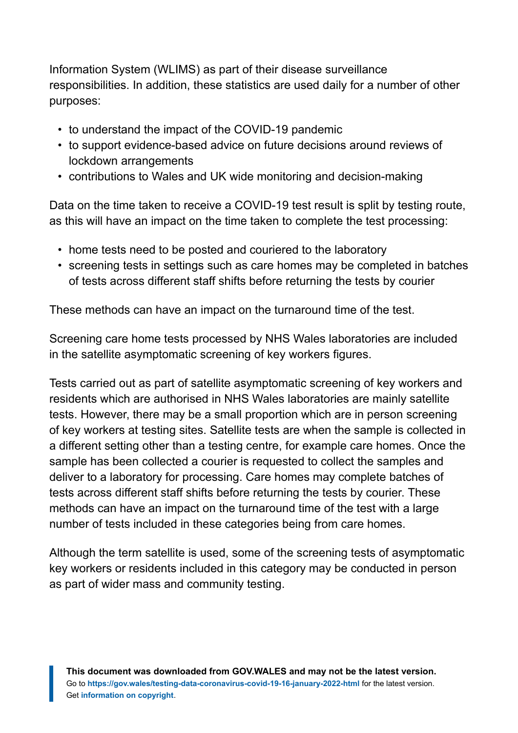Information System (WLIMS) as part of their disease surveillance responsibilities. In addition, these statistics are used daily for a number of other purposes:

- to understand the impact of the COVID-19 pandemic
- to support evidence-based advice on future decisions around reviews of lockdown arrangements
- contributions to Wales and UK wide monitoring and decision-making

Data on the time taken to receive a COVID-19 test result is split by testing route, as this will have an impact on the time taken to complete the test processing:

- home tests need to be posted and couriered to the laboratory
- screening tests in settings such as care homes may be completed in batches of tests across different staff shifts before returning the tests by courier

These methods can have an impact on the turnaround time of the test.

Screening care home tests processed by NHS Wales laboratories are included in the satellite asymptomatic screening of key workers figures.

Tests carried out as part of satellite asymptomatic screening of key workers and residents which are authorised in NHS Wales laboratories are mainly satellite tests. However, there may be a small proportion which are in person screening of key workers at testing sites. Satellite tests are when the sample is collected in a different setting other than a testing centre, for example care homes. Once the sample has been collected a courier is requested to collect the samples and deliver to a laboratory for processing. Care homes may complete batches of tests across different staff shifts before returning the tests by courier. These methods can have an impact on the turnaround time of the test with a large number of tests included in these categories being from care homes.

Although the term satellite is used, some of the screening tests of asymptomatic key workers or residents included in this category may be conducted in person as part of wider mass and community testing.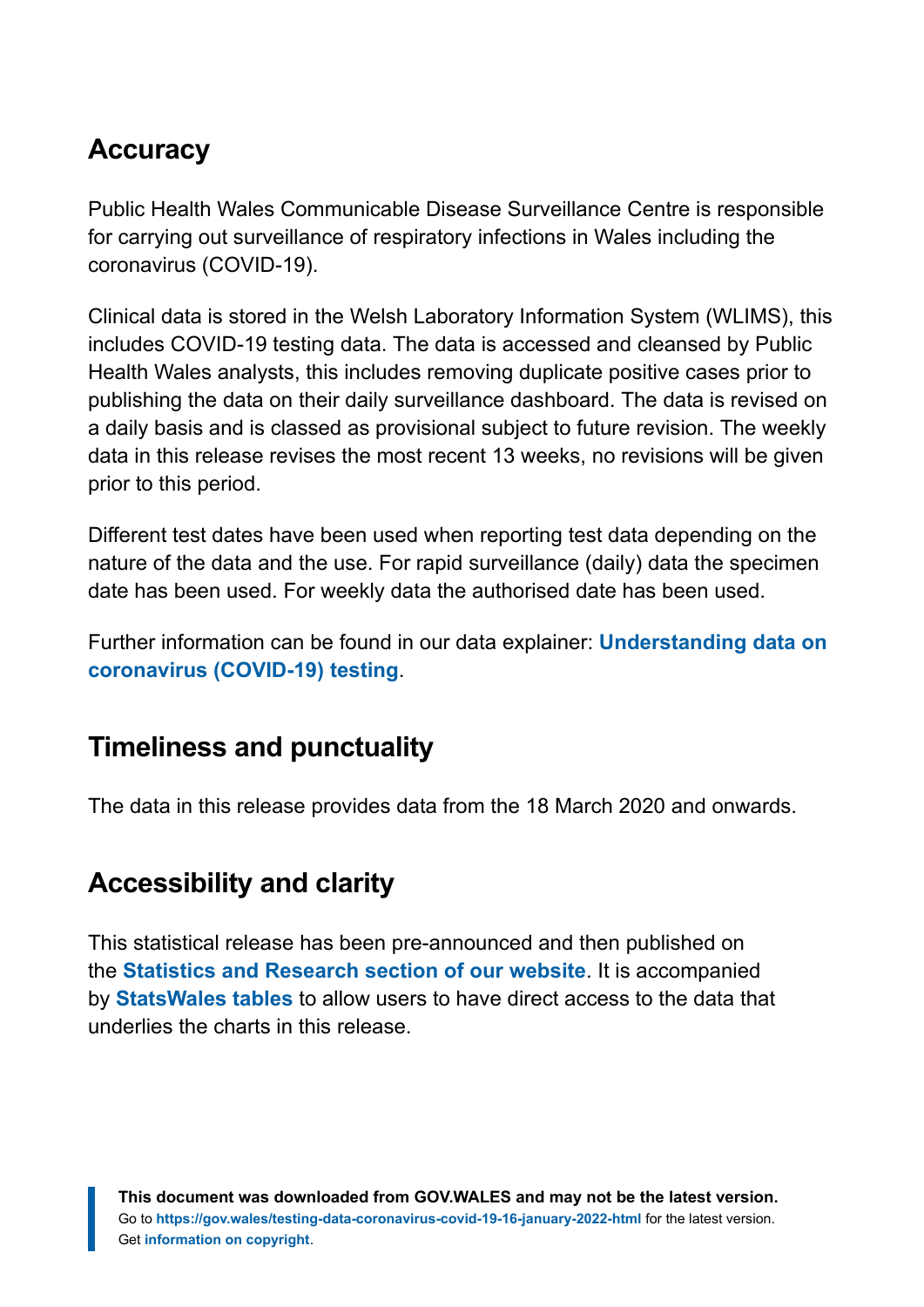## Accuracy

Public Health Wales Communicable Disease Surveillance Centre is responsible for carrying out surveillance of respiratory infections in Wales including the coronavirus (COVID-19).

Clinical data is stored in the Welsh Laboratory Information System (WLIMS), this includes COVID-19 testing data. The data is accessed and cleansed by Public Health Wales analysts, this includes removing duplicate positive cases prior to publishing the data on their daily surveillance dashboard. The data is revised on a daily basis and is classed as provisional subject to future revision. The weekly data in this release revises the most recent 13 weeks, no revisions will be given prior to this period.

Different test dates have been used when reporting test data depending on the nature of the data and the use. For rapid surveillance (daily) data the specimen date has been used. For weekly data the authorised date has been used.

Further information can be found in our data explainer: **Understanding data on coronavirus (COVID-19) testing**.

## Timeliness and punctuality

The data in this release provides data from the 18 March 2020 and onwards.

## Accessibility and clarity

This statistical release has been pre-announced and then published on the **Statistics and Research section of our website**. It is accompanied by **StatsWales tables** to allow users to have direct access to the data that underlies the charts in this release.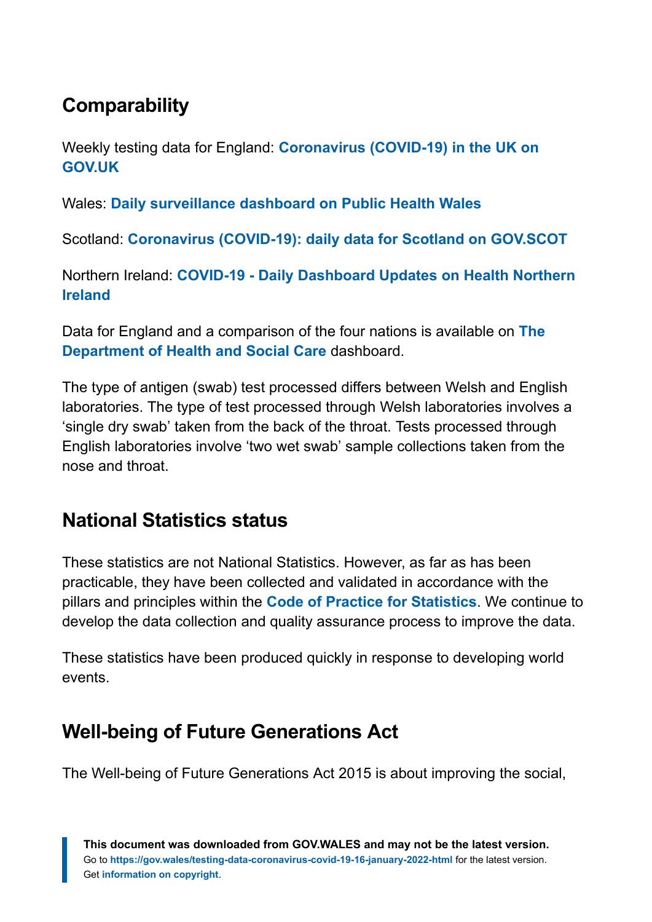## Comparability

Weekly testing data for England: **Coronavirus (COVID-19) in the UK on GOV.UK**

Wales: **Daily surveillance dashboard on Public Health Wales**

Scotland: **Coronavirus (COVID-19): daily data for Scotland on GOV.SCOT**

Northern Ireland: **COVID-19 - Daily Dashboard Updates on Health Northern Ireland**

Data for England and a comparison of the four nations is available on **The Department of Health and Social Care** dashboard.

The type of antigen (swab) test processed differs between Welsh and English laboratories. The type of test processed through Welsh laboratories involves a 'single dry swab' taken from the back of the throat. Tests processed through English laboratories involve 'two wet swab' sample collections taken from the nose and throat.

## National Statistics status

These statistics are not National Statistics. However, as far as has been practicable, they have been collected and validated in accordance with the pillars and principles within the **Code of Practice for Statistics**. We continue to develop the data collection and quality assurance process to improve the data.

These statistics have been produced quickly in response to developing world events.

## Well-being of Future Generations Act

The Well-being of Future Generations Act 2015 is about improving the social,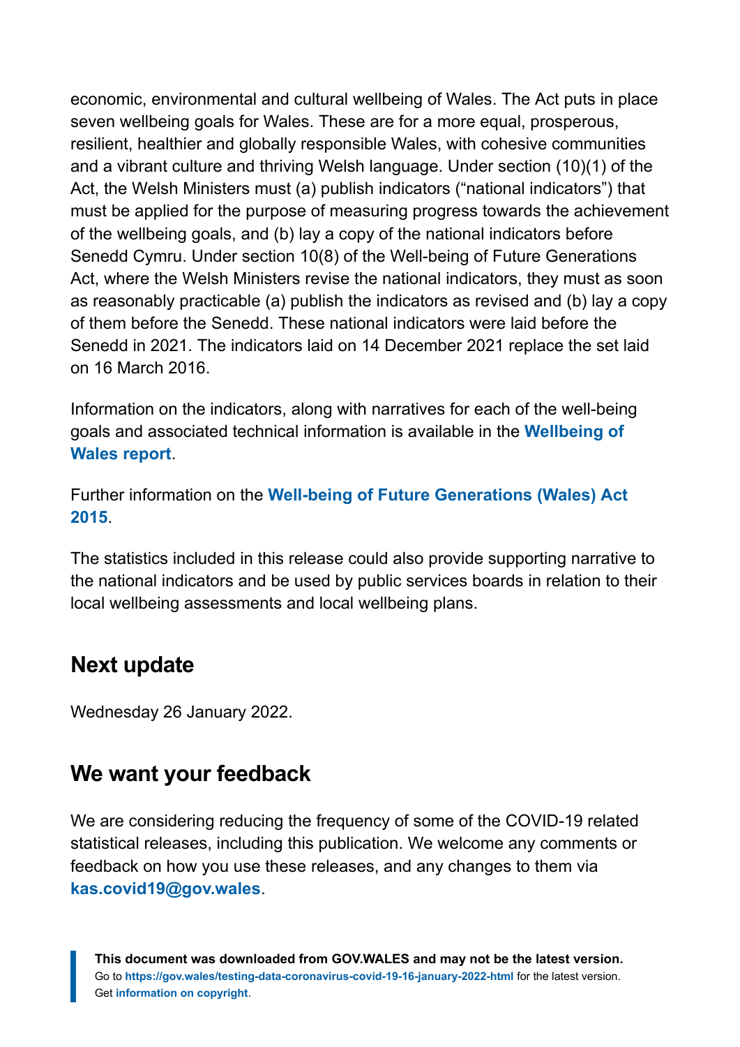economic, environmental and cultural wellbeing of Wales. The Act puts in place seven wellbeing goals for Wales. These are for a more equal, prosperous, resilient, healthier and globally responsible Wales, with cohesive communities and a vibrant culture and thriving Welsh language. Under section (10)(1) of the Act, the Welsh Ministers must (a) publish indicators (“national indicators”) that must be applied for the purpose of measuring progress towards the achievement of the wellbeing goals, and (b) lay a copy of the national indicators before Senedd Cymru. Under section 10(8) of the Well-being of Future Generations Act, where the Welsh Ministers revise the national indicators, they must as soon as reasonably practicable (a) publish the indicators as revised and (b) lay a copy of them before the Senedd. These national indicators were laid before the Senedd in 2021. The indicators laid on 14 December 2021 replace the set laid on 16 March 2016.

Information on the indicators, along with narratives for each of the well-being goals and associated technical information is available in the **Wellbeing of Wales report**.

Further information on the **Well-being of Future Generations (Wales) Act 2015**.

The statistics included in this release could also provide supporting narrative to the national indicators and be used by public services boards in relation to their local wellbeing assessments and local wellbeing plans.

## Next update

Wednesday 26 January 2022.

## We want your feedback

We are considering reducing the frequency of some of the COVID-19 related statistical releases, including this publication. We welcome any comments or feedback on how you use these releases, and any changes to them via **kas.covid19@gov.wales**.

**This document was downloaded from GOV.WALES and may not be the latest version.**
Go to **https://gov.wales/testing-data-coronavirus-covid-19-16-january-2022-html** for the latest version.
Get **information on copyright**.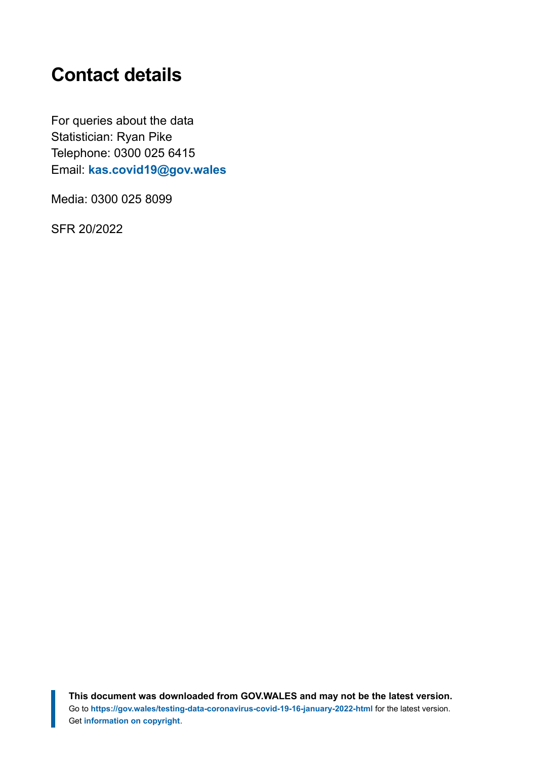## Contact details

For queries about the data
Statistician: Ryan Pike
Telephone: 0300 025 6415
Email: **kas.covid19@gov.wales**

Media: 0300 025 8099

SFR 20/2022

**This document was downloaded from GOV.WALES and may not be the latest version.**
Go to **https://gov.wales/testing-data-coronavirus-covid-19-16-january-2022-html** for the latest version.
Get **information on copyright**.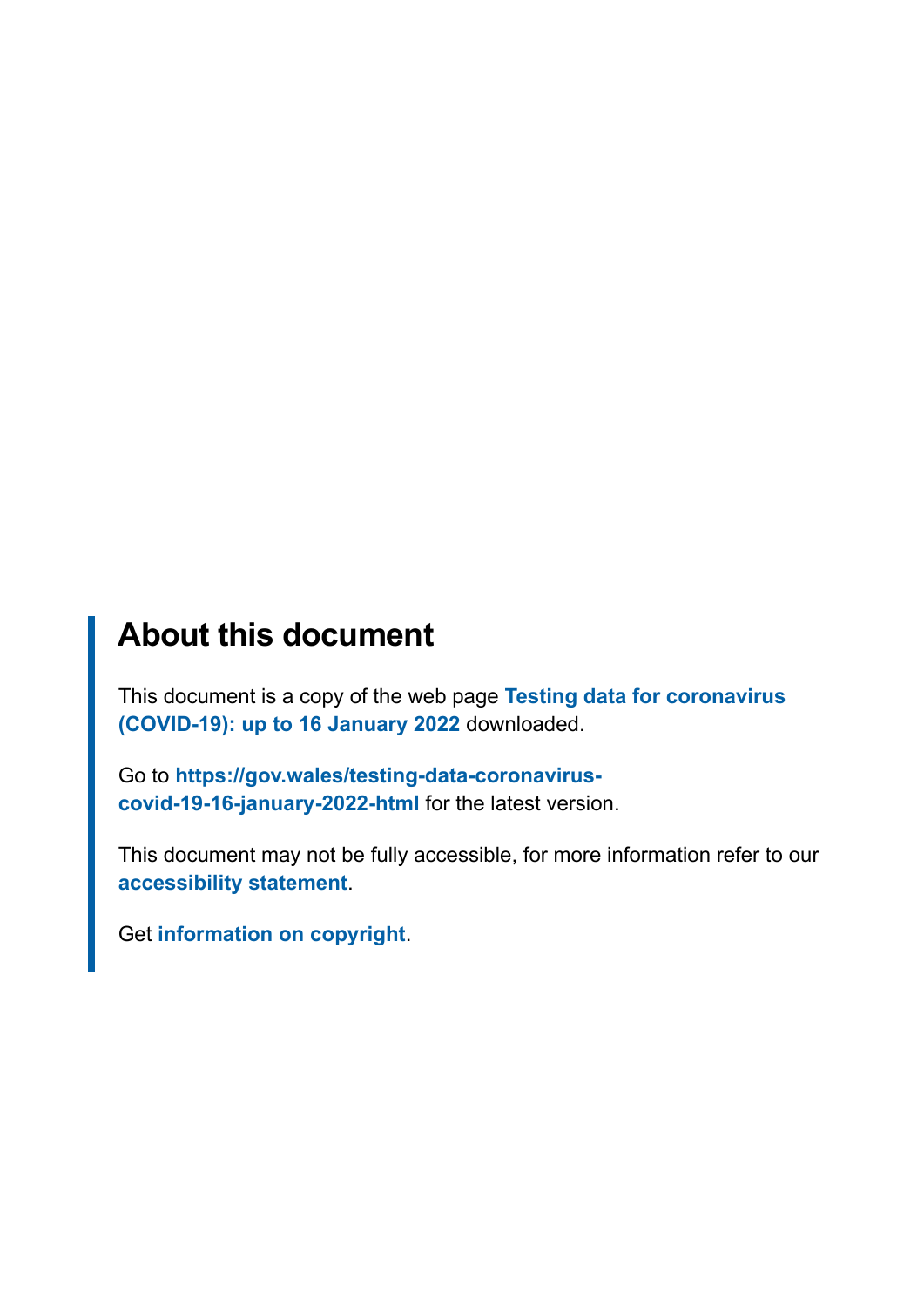## About this document

This document is a copy of the web page **Testing data for coronavirus (COVID-19): up to 16 January 2022** downloaded.

Go to **https://gov.wales/testing-data-coronavirus-covid-19-16-january-2022-html** for the latest version.

This document may not be fully accessible, for more information refer to our **accessibility statement**.

Get **information on copyright**.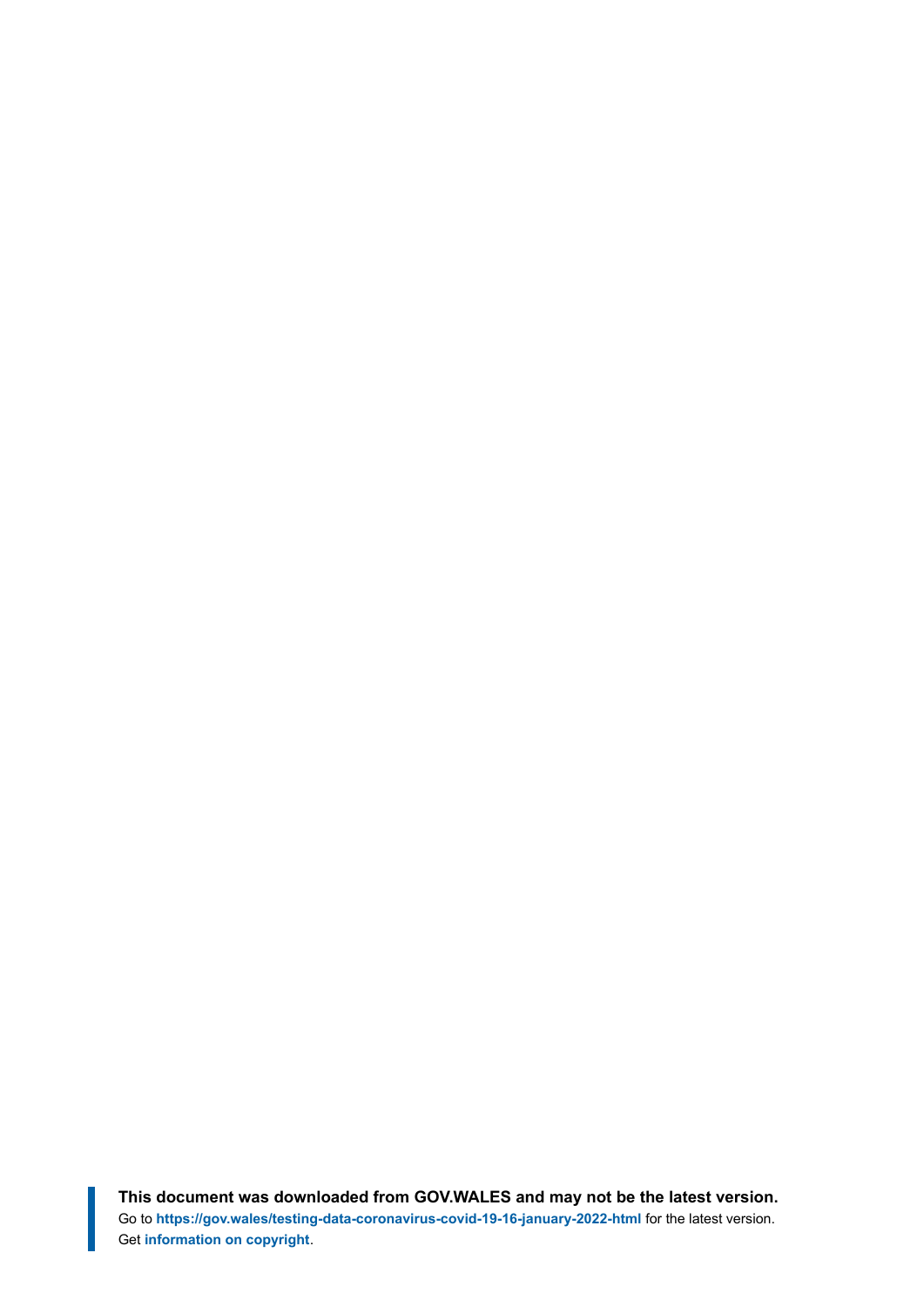**This document was downloaded from GOV.WALES and may not be the latest version.**
Go to **https://gov.wales/testing-data-coronavirus-covid-19-16-january-2022-html** for the latest version.
Get **information on copyright**.